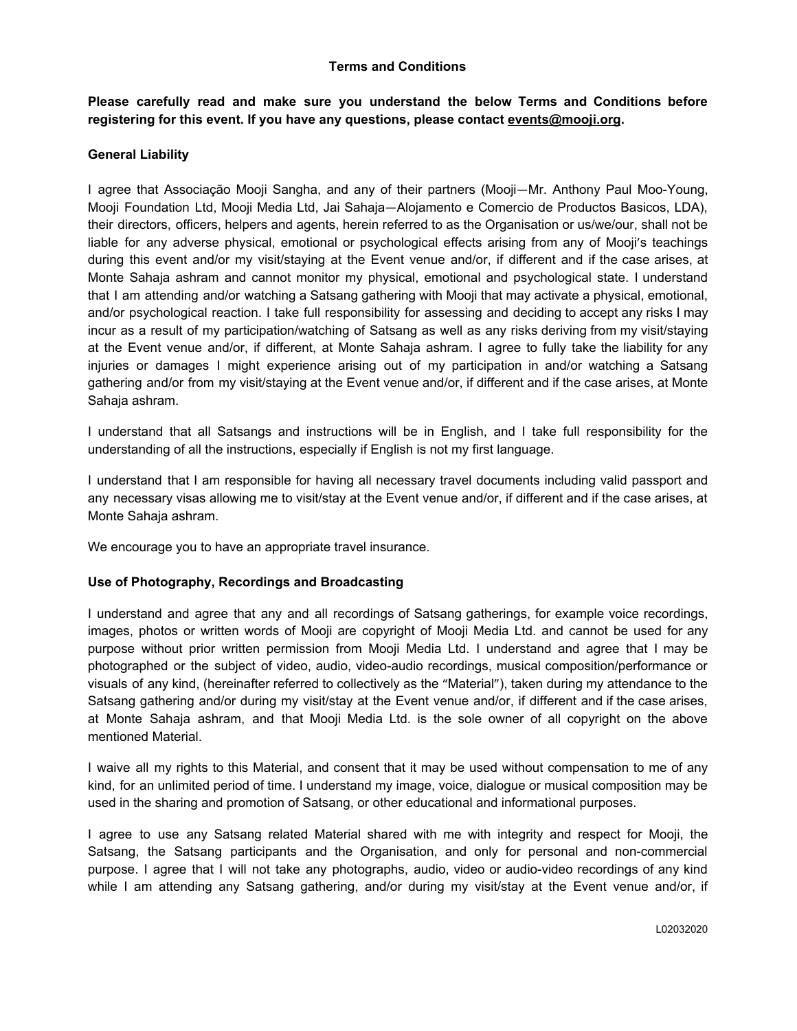# Terms and Conditions

**Please carefully read and make sure you understand the below Terms and Conditions before registering for this event. If you have any questions, please contact events@mooji.org.**

## General Liability

I agree that Associação Mooji Sangha, and any of their partners (Mooji—Mr. Anthony Paul Moo-Young, Mooji Foundation Ltd, Mooji Media Ltd, Jai Sahaja—Alojamento e Comercio de Productos Basicos, LDA), their directors, officers, helpers and agents, herein referred to as the Organisation or us/we/our, shall not be liable for any adverse physical, emotional or psychological effects arising from any of Mooji's teachings during this event and/or my visit/staying at the Event venue and/or, if different and if the case arises, at Monte Sahaja ashram and cannot monitor my physical, emotional and psychological state. I understand that I am attending and/or watching a Satsang gathering with Mooji that may activate a physical, emotional, and/or psychological reaction. I take full responsibility for assessing and deciding to accept any risks I may incur as a result of my participation/watching of Satsang as well as any risks deriving from my visit/staying at the Event venue and/or, if different, at Monte Sahaja ashram. I agree to fully take the liability for any injuries or damages I might experience arising out of my participation in and/or watching a Satsang gathering and/or from my visit/staying at the Event venue and/or, if different and if the case arises, at Monte Sahaja ashram.

I understand that all Satsangs and instructions will be in English, and I take full responsibility for the understanding of all the instructions, especially if English is not my first language.

I understand that I am responsible for having all necessary travel documents including valid passport and any necessary visas allowing me to visit/stay at the Event venue and/or, if different and if the case arises, at Monte Sahaja ashram.

We encourage you to have an appropriate travel insurance.

## Use of Photography, Recordings and Broadcasting

I understand and agree that any and all recordings of Satsang gatherings, for example voice recordings, images, photos or written words of Mooji are copyright of Mooji Media Ltd. and cannot be used for any purpose without prior written permission from Mooji Media Ltd. I understand and agree that I may be photographed or the subject of video, audio, video-audio recordings, musical composition/performance or visuals of any kind, (hereinafter referred to collectively as the "Material"), taken during my attendance to the Satsang gathering and/or during my visit/stay at the Event venue and/or, if different and if the case arises, at Monte Sahaja ashram, and that Mooji Media Ltd. is the sole owner of all copyright on the above mentioned Material.

I waive all my rights to this Material, and consent that it may be used without compensation to me of any kind, for an unlimited period of time. I understand my image, voice, dialogue or musical composition may be used in the sharing and promotion of Satsang, or other educational and informational purposes.

I agree to use any Satsang related Material shared with me with integrity and respect for Mooji, the Satsang, the Satsang participants and the Organisation, and only for personal and non-commercial purpose. I agree that I will not take any photographs, audio, video or audio-video recordings of any kind while I am attending any Satsang gathering, and/or during my visit/stay at the Event venue and/or, if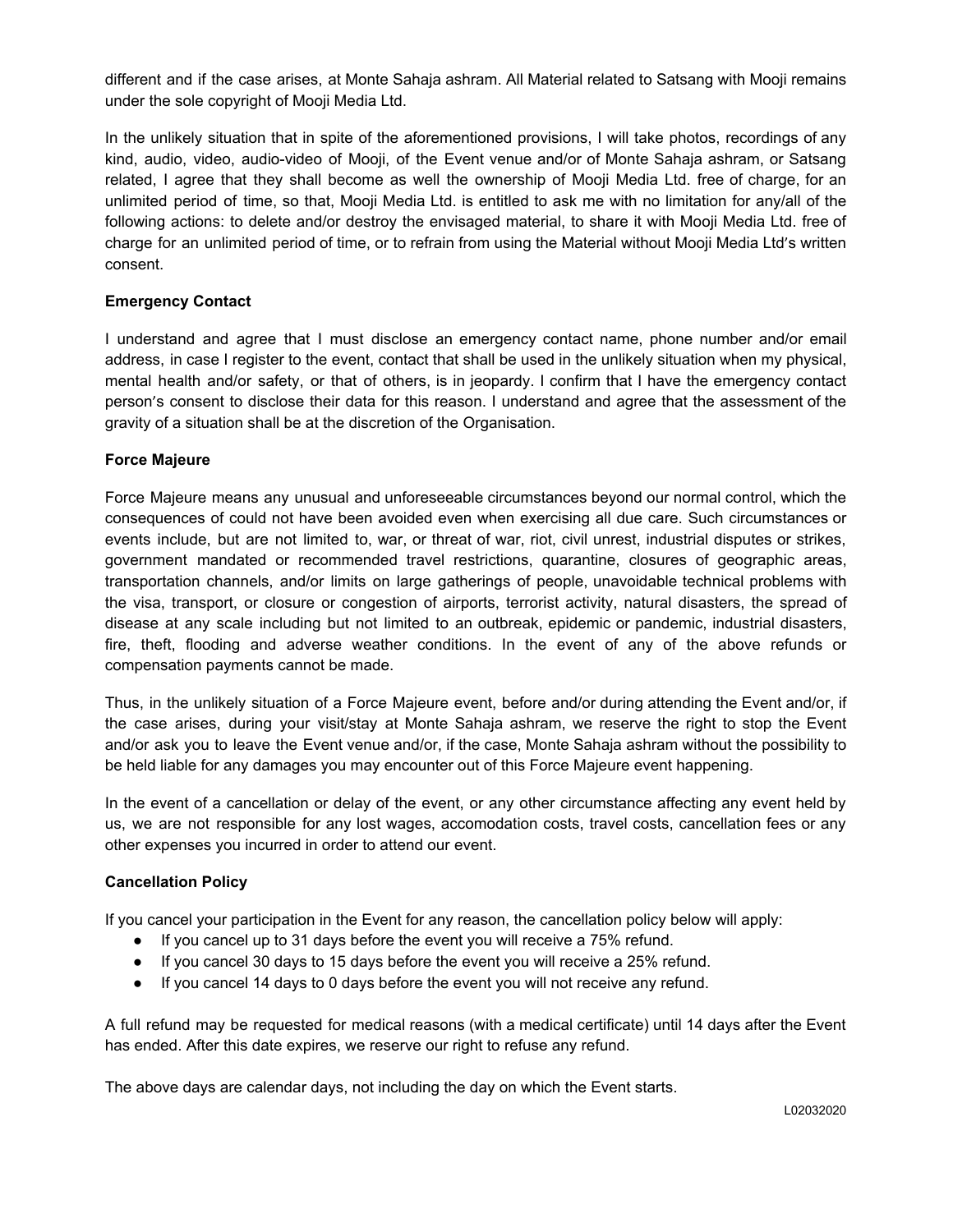different and if the case arises, at Monte Sahaja ashram. All Material related to Satsang with Mooji remains under the sole copyright of Mooji Media Ltd.

In the unlikely situation that in spite of the aforementioned provisions, I will take photos, recordings of any kind, audio, video, audio-video of Mooji, of the Event venue and/or of Monte Sahaja ashram, or Satsang related, I agree that they shall become as well the ownership of Mooji Media Ltd. free of charge, for an unlimited period of time, so that, Mooji Media Ltd. is entitled to ask me with no limitation for any/all of the following actions: to delete and/or destroy the envisaged material, to share it with Mooji Media Ltd. free of charge for an unlimited period of time, or to refrain from using the Material without Mooji Media Ltd's written consent.

**Emergency Contact**

I understand and agree that I must disclose an emergency contact name, phone number and/or email address, in case I register to the event, contact that shall be used in the unlikely situation when my physical, mental health and/or safety, or that of others, is in jeopardy. I confirm that I have the emergency contact person's consent to disclose their data for this reason. I understand and agree that the assessment of the gravity of a situation shall be at the discretion of the Organisation.

**Force Majeure**

Force Majeure means any unusual and unforeseeable circumstances beyond our normal control, which the consequences of could not have been avoided even when exercising all due care. Such circumstances or events include, but are not limited to, war, or threat of war, riot, civil unrest, industrial disputes or strikes, government mandated or recommended travel restrictions, quarantine, closures of geographic areas, transportation channels, and/or limits on large gatherings of people, unavoidable technical problems with the visa, transport, or closure or congestion of airports, terrorist activity, natural disasters, the spread of disease at any scale including but not limited to an outbreak, epidemic or pandemic, industrial disasters, fire, theft, flooding and adverse weather conditions. In the event of any of the above refunds or compensation payments cannot be made.

Thus, in the unlikely situation of a Force Majeure event, before and/or during attending the Event and/or, if the case arises, during your visit/stay at Monte Sahaja ashram, we reserve the right to stop the Event and/or ask you to leave the Event venue and/or, if the case, Monte Sahaja ashram without the possibility to be held liable for any damages you may encounter out of this Force Majeure event happening.

In the event of a cancellation or delay of the event, or any other circumstance affecting any event held by us, we are not responsible for any lost wages, accomodation costs, travel costs, cancellation fees or any other expenses you incurred in order to attend our event.

**Cancellation Policy**

If you cancel your participation in the Event for any reason, the cancellation policy below will apply:

- If you cancel up to 31 days before the event you will receive a 75% refund.
- If you cancel 30 days to 15 days before the event you will receive a 25% refund.
- If you cancel 14 days to 0 days before the event you will not receive any refund.

A full refund may be requested for medical reasons (with a medical certificate) until 14 days after the Event has ended. After this date expires, we reserve our right to refuse any refund.

The above days are calendar days, not including the day on which the Event starts.

L02032020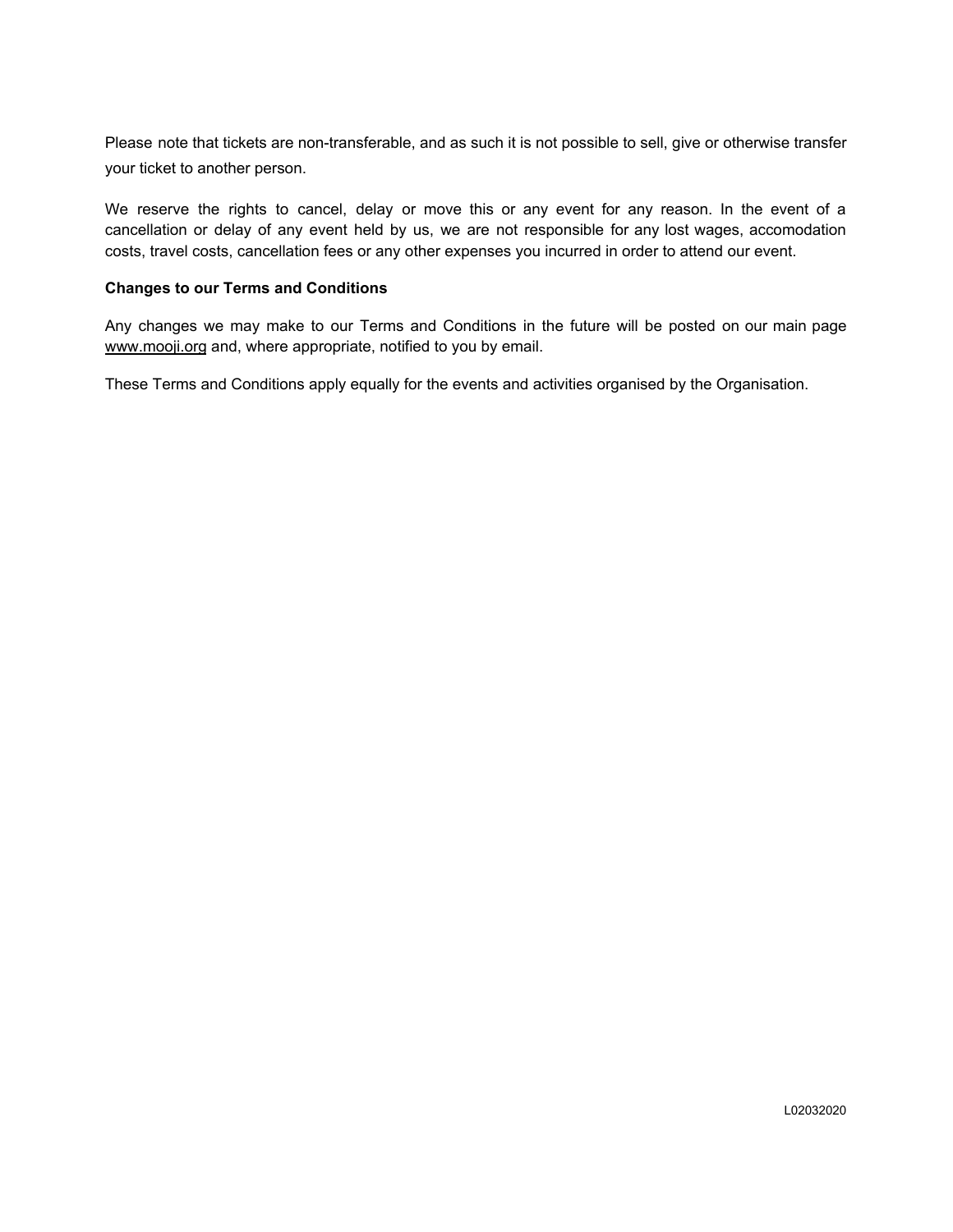Please note that tickets are non-transferable, and as such it is not possible to sell, give or otherwise transfer your ticket to another person.

We reserve the rights to cancel, delay or move this or any event for any reason. In the event of a cancellation or delay of any event held by us, we are not responsible for any lost wages, accomodation costs, travel costs, cancellation fees or any other expenses you incurred in order to attend our event.

**Changes to our Terms and Conditions**

Any changes we may make to our Terms and Conditions in the future will be posted on our main page www.mooji.org and, where appropriate, notified to you by email.

These Terms and Conditions apply equally for the events and activities organised by the Organisation.

L02032020